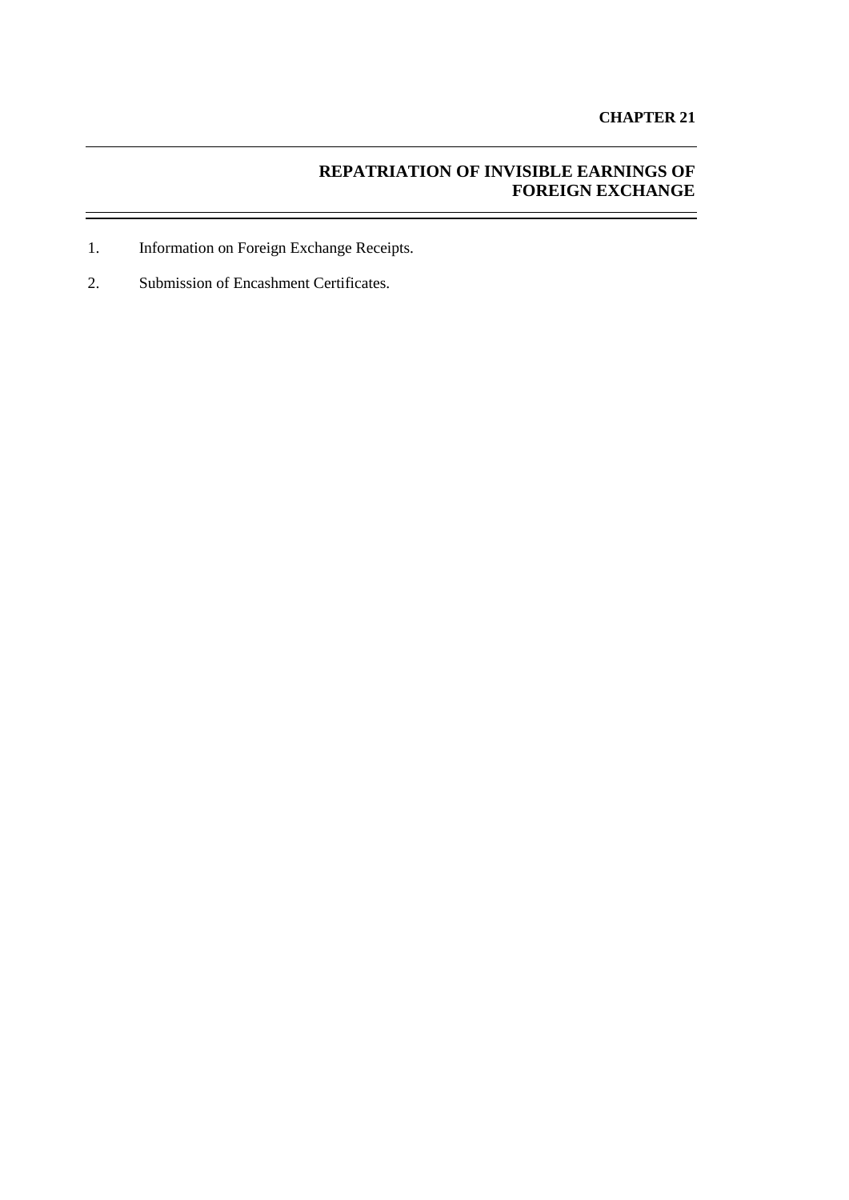**CHAPTER 21**

# REPATRIATION OF INVISIBLE EARNINGS OF FOREIGN EXCHANGE

1. Information on Foreign Exchange Receipts.
2. Submission of Encashment Certificates.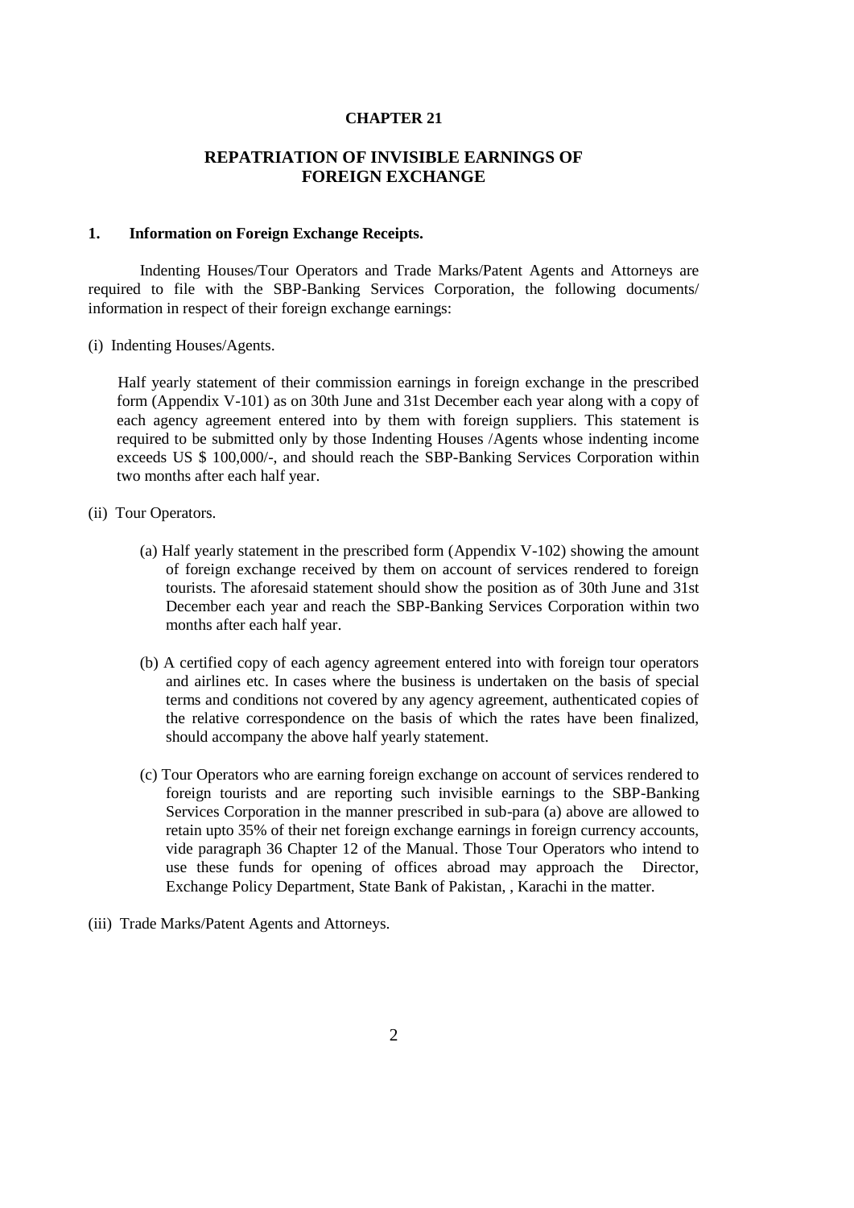# CHAPTER 21

## REPATRIATION OF INVISIBLE EARNINGS OF FOREIGN EXCHANGE

### 1. Information on Foreign Exchange Receipts.

Indenting Houses/Tour Operators and Trade Marks/Patent Agents and Attorneys are required to file with the SBP-Banking Services Corporation, the following documents/ information in respect of their foreign exchange earnings:

(i) Indenting Houses/Agents.

Half yearly statement of their commission earnings in foreign exchange in the prescribed form (Appendix V-101) as on 30th June and 31st December each year along with a copy of each agency agreement entered into by them with foreign suppliers. This statement is required to be submitted only by those Indenting Houses /Agents whose indenting income exceeds US $ 100,000/-, and should reach the SBP-Banking Services Corporation within two months after each half year.

(ii) Tour Operators.

(a) Half yearly statement in the prescribed form (Appendix V-102) showing the amount of foreign exchange received by them on account of services rendered to foreign tourists. The aforesaid statement should show the position as of 30th June and 31st December each year and reach the SBP-Banking Services Corporation within two months after each half year.

(b) A certified copy of each agency agreement entered into with foreign tour operators and airlines etc. In cases where the business is undertaken on the basis of special terms and conditions not covered by any agency agreement, authenticated copies of the relative correspondence on the basis of which the rates have been finalized, should accompany the above half yearly statement.

(c) Tour Operators who are earning foreign exchange on account of services rendered to foreign tourists and are reporting such invisible earnings to the SBP-Banking Services Corporation in the manner prescribed in sub-para (a) above are allowed to retain upto 35% of their net foreign exchange earnings in foreign currency accounts, vide paragraph 36 Chapter 12 of the Manual. Those Tour Operators who intend to use these funds for opening of offices abroad may approach the Director, Exchange Policy Department, State Bank of Pakistan, , Karachi in the matter.

(iii) Trade Marks/Patent Agents and Attorneys.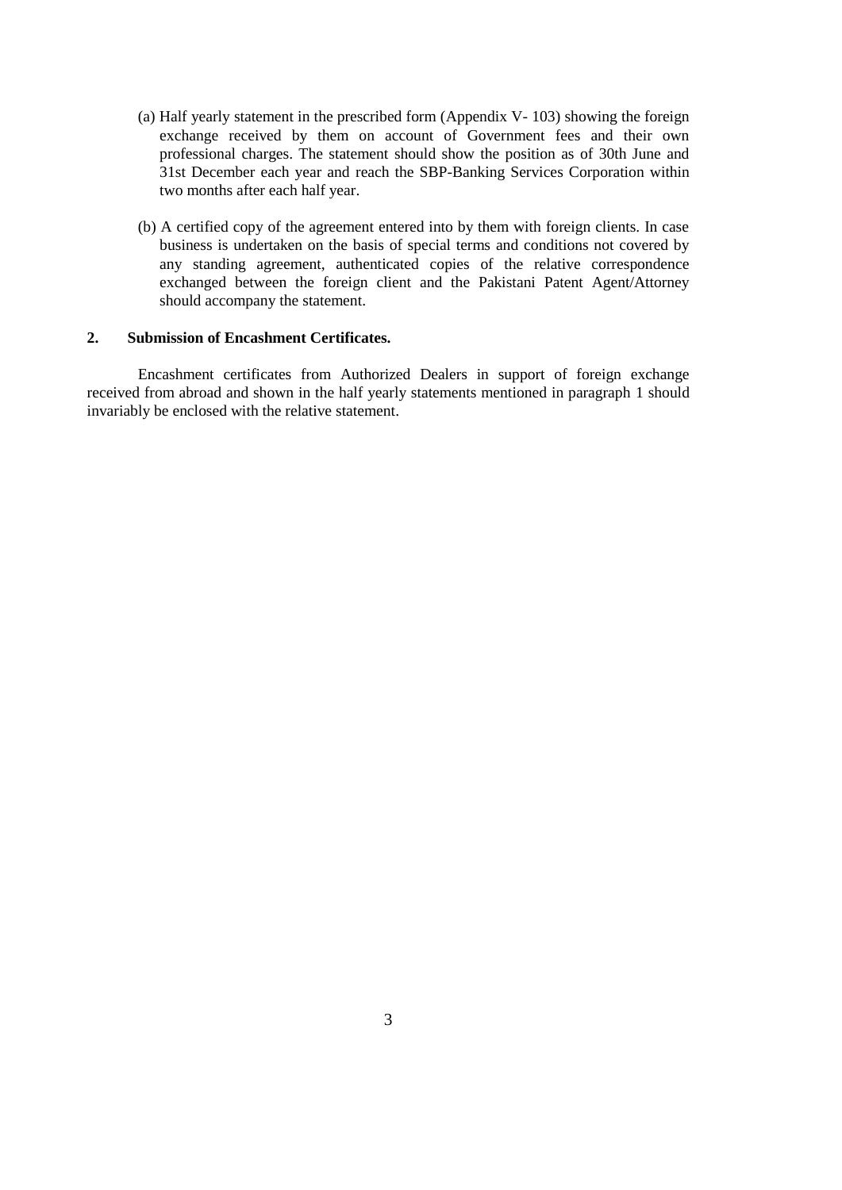(a) Half yearly statement in the prescribed form (Appendix V- 103) showing the foreign exchange received by them on account of Government fees and their own professional charges. The statement should show the position as of 30th June and 31st December each year and reach the SBP-Banking Services Corporation within two months after each half year.

(b) A certified copy of the agreement entered into by them with foreign clients. In case business is undertaken on the basis of special terms and conditions not covered by any standing agreement, authenticated copies of the relative correspondence exchanged between the foreign client and the Pakistani Patent Agent/Attorney should accompany the statement.

**2. Submission of Encashment Certificates.**

Encashment certificates from Authorized Dealers in support of foreign exchange received from abroad and shown in the half yearly statements mentioned in paragraph 1 should invariably be enclosed with the relative statement.